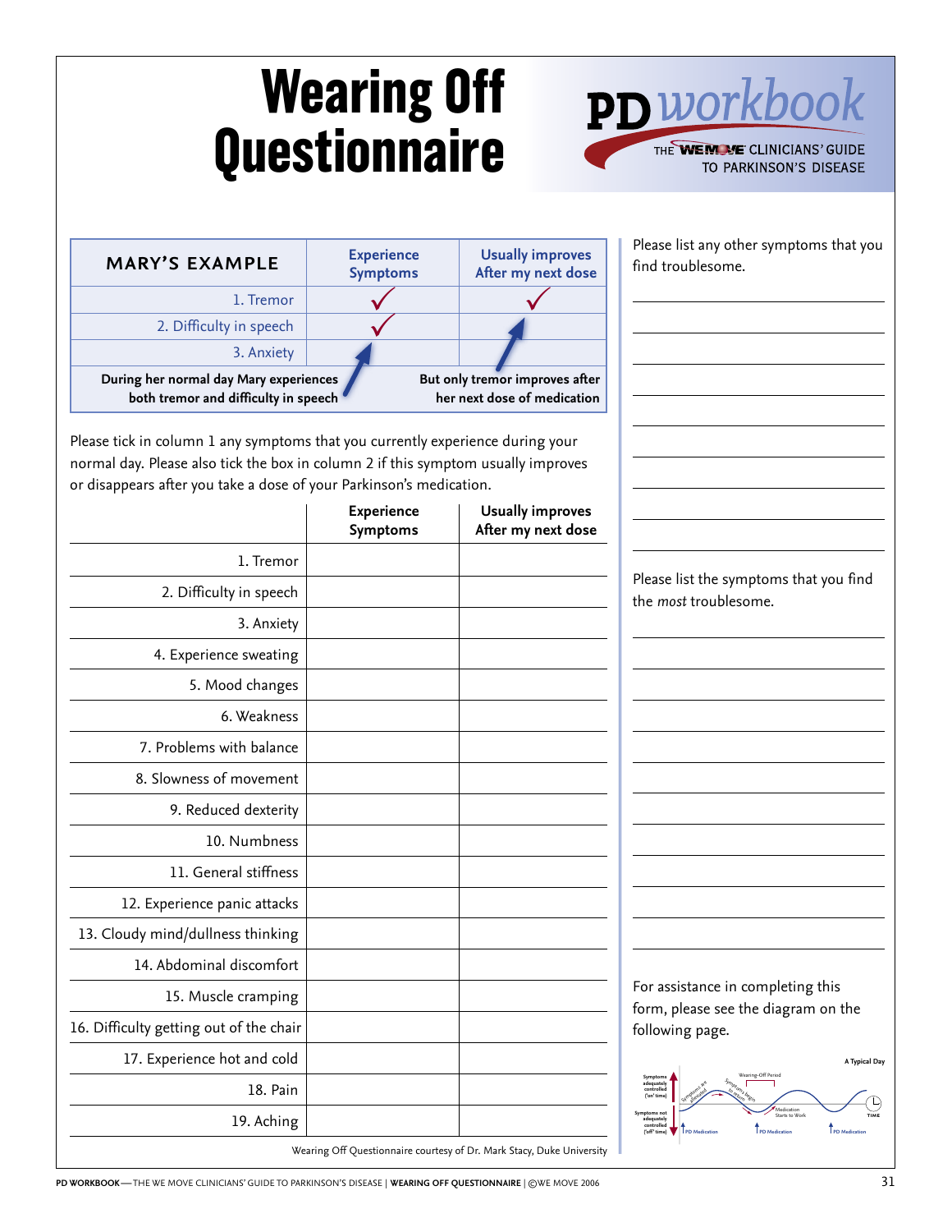# Wearing Off Questionnaire

PD workbook
THE WE MOVE CLINICIANS' GUIDE TO PARKINSON'S DISEASE

| MARY'S EXAMPLE | Experience Symptoms | Usually improves After my next dose |
|---|---|---|
| 1. Tremor | ✓ | ✓ |
| 2. Difficulty in speech | ✓ | |
| 3. Anxiety | | |

During her normal day Mary experiences both tremor and difficulty in speech

But only tremor improves after her next dose of medication

Please tick in column 1 any symptoms that you currently experience during your normal day. Please also tick the box in column 2 if this symptom usually improves or disappears after you take a dose of your Parkinson's medication.

| | Experience Symptoms | Usually improves After my next dose |
|---|---|---|
| 1. Tremor | | |
| 2. Difficulty in speech | | |
| 3. Anxiety | | |
| 4. Experience sweating | | |
| 5. Mood changes | | |
| 6. Weakness | | |
| 7. Problems with balance | | |
| 8. Slowness of movement | | |
| 9. Reduced dexterity | | |
| 10. Numbness | | |
| 11. General stiffness | | |
| 12. Experience panic attacks | | |
| 13. Cloudy mind/dullness thinking | | |
| 14. Abdominal discomfort | | |
| 15. Muscle cramping | | |
| 16. Difficulty getting out of the chair | | |
| 17. Experience hot and cold | | |
| 18. Pain | | |
| 19. Aching | | |

Wearing Off Questionnaire courtesy of Dr. Mark Stacy, Duke University

Please list any other symptoms that you find troublesome.

Please list the symptoms that you find the *most* troublesome.

For assistance in completing this form, please see the diagram on the following page.

A Typical Day

Symptoms adequately controlled ('on' time) — Symptoms not adequately controlled ('off' time) — Symptoms are alleviated — Symptoms begin to return — Wearing-Off Period — Medication Starts to Work — PD Medication — PD Medication — PD Medication — TIME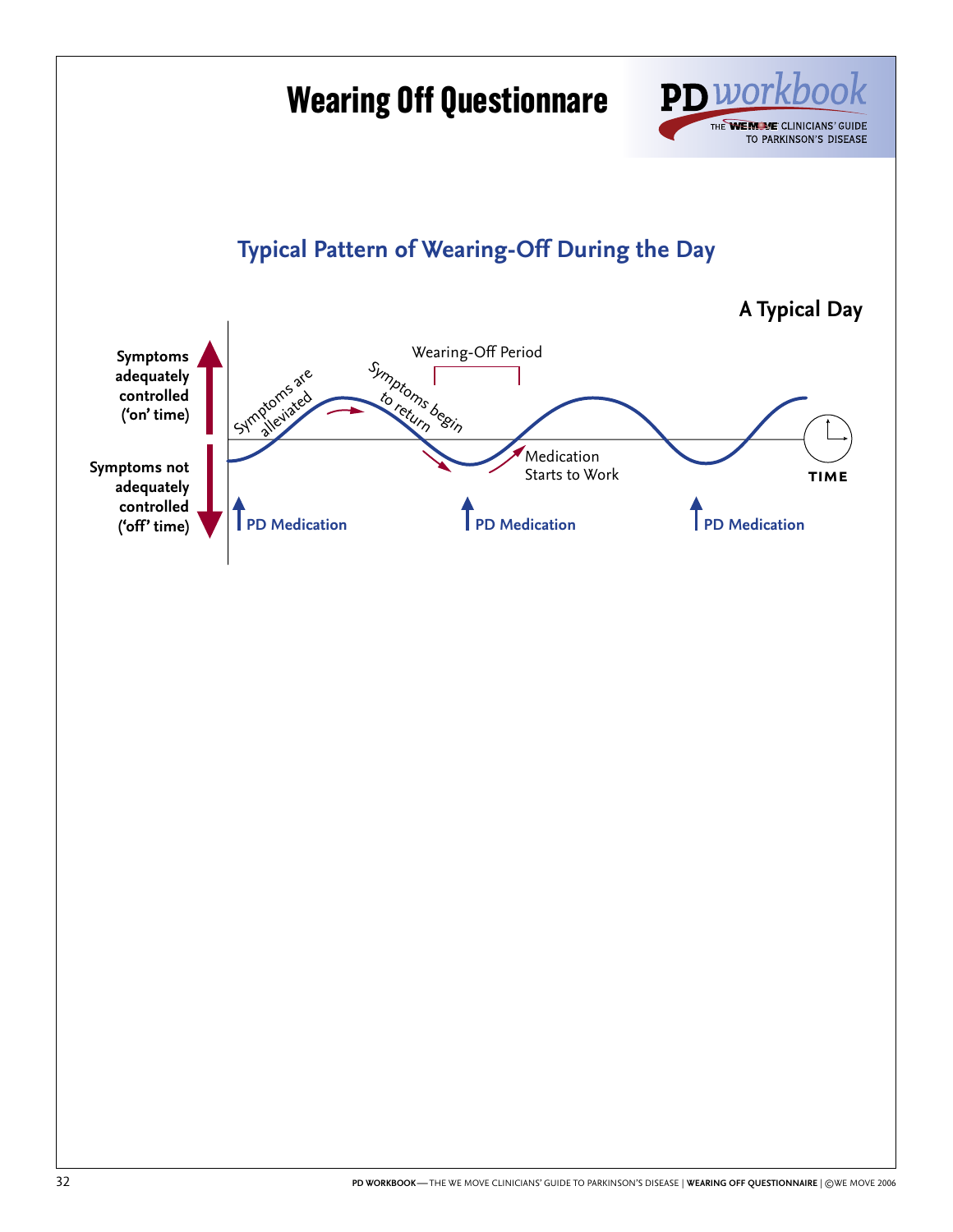# Wearing Off Questionnare

PD workbook
THE WE MOVE CLINICIANS' GUIDE TO PARKINSON'S DISEASE

## Typical Pattern of Wearing-Off During the Day

A Typical Day

Symptoms adequately controlled ('on' time)

Symptoms not adequately controlled ('off' time)

Symptoms are alleviated

Symptoms begin to return

Wearing-Off Period

Medication Starts to Work

TIME

PD Medication

PD Medication

PD Medication